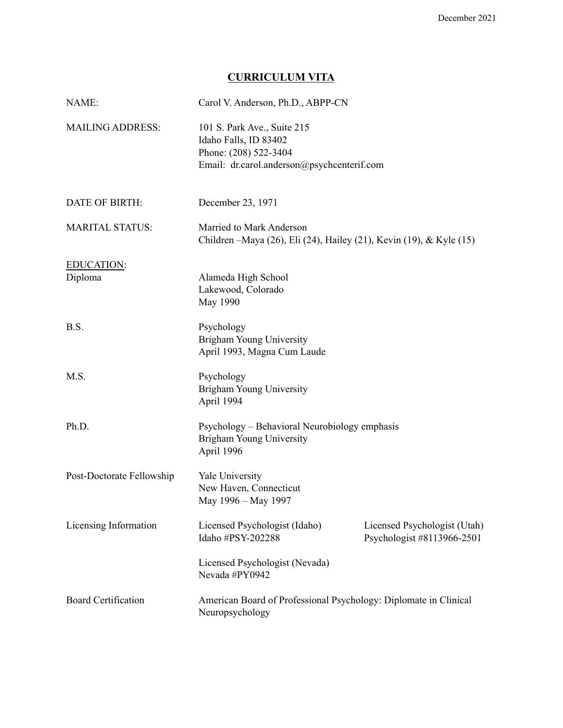December 2021

# CURRICULUM VITA

| | |
|---|---|
| NAME: | Carol V. Anderson, Ph.D., ABPP-CN |
| MAILING ADDRESS: | 101 S. Park Ave., Suite 215<br>Idaho Falls, ID 83402<br>Phone: (208) 522-3404<br>Email: dr.carol.anderson@psychcenterif.com |
| DATE OF BIRTH: | December 23, 1971 |
| MARITAL STATUS: | Married to Mark Anderson<br>Children –Maya (26), Eli (24), Hailey (21), Kevin (19), & Kyle (15) |

## EDUCATION:

**Diploma**
Alameda High School
Lakewood, Colorado
May 1990

**B.S.**
Psychology
Brigham Young University
April 1993, Magna Cum Laude

**M.S.**
Psychology
Brigham Young University
April 1994

**Ph.D.**
Psychology – Behavioral Neurobiology emphasis
Brigham Young University
April 1996

**Post-Doctorate Fellowship**
Yale University
New Haven, Connecticut
May 1996 – May 1997

**Licensing Information**
Licensed Psychologist (Idaho)
Idaho #PSY-202288

Licensed Psychologist (Utah)
Psychologist #8113966-2501

Licensed Psychologist (Nevada)
Nevada #PY0942

**Board Certification**
American Board of Professional Psychology: Diplomate in Clinical Neuropsychology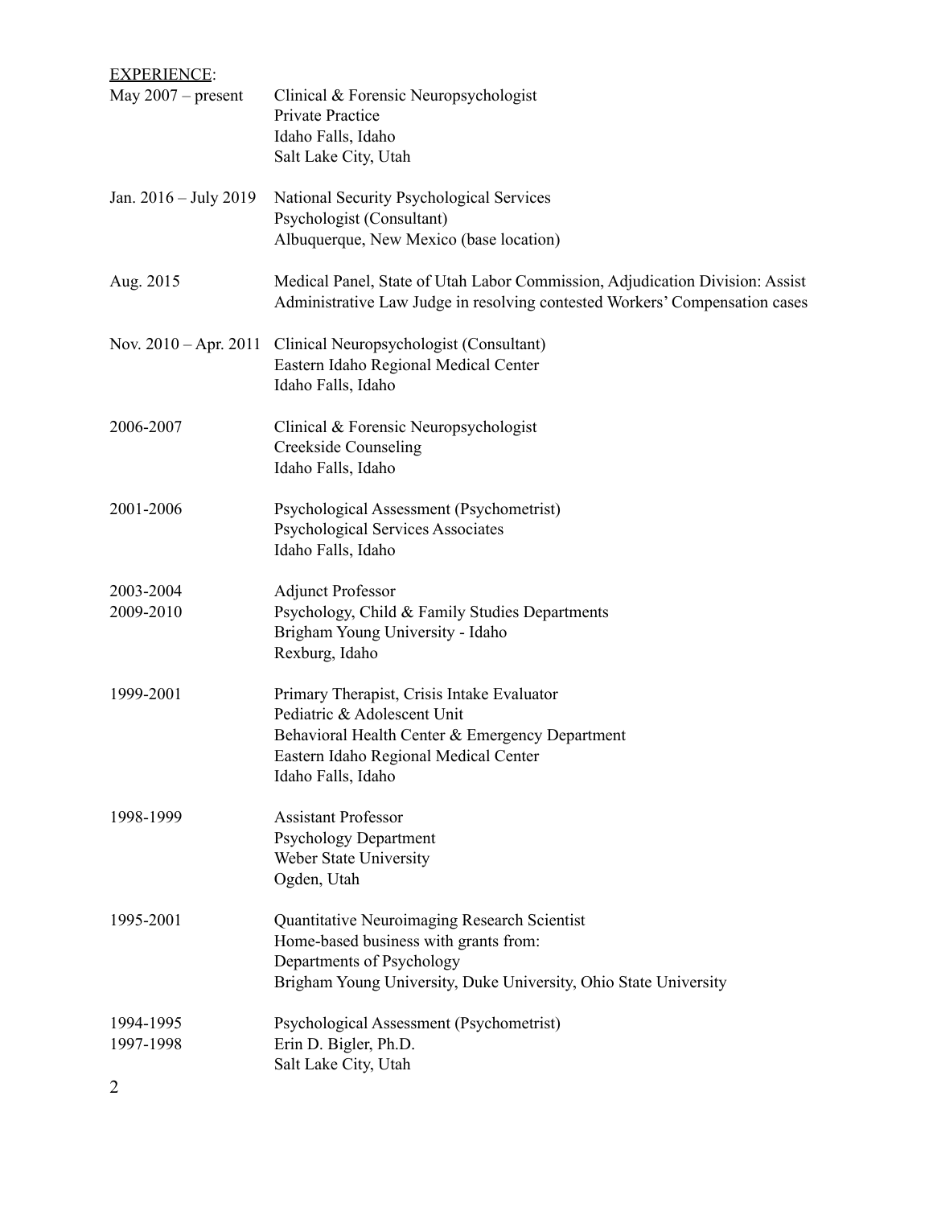EXPERIENCE:

| | |
|---|---|
| May 2007 – present | Clinical & Forensic Neuropsychologist<br>Private Practice<br>Idaho Falls, Idaho<br>Salt Lake City, Utah |
| Jan. 2016 – July 2019 | National Security Psychological Services<br>Psychologist (Consultant)<br>Albuquerque, New Mexico (base location) |
| Aug. 2015 | Medical Panel, State of Utah Labor Commission, Adjudication Division: Assist Administrative Law Judge in resolving contested Workers' Compensation cases |
| Nov. 2010 – Apr. 2011 | Clinical Neuropsychologist (Consultant)<br>Eastern Idaho Regional Medical Center<br>Idaho Falls, Idaho |
| 2006-2007 | Clinical & Forensic Neuropsychologist<br>Creekside Counseling<br>Idaho Falls, Idaho |
| 2001-2006 | Psychological Assessment (Psychometrist)<br>Psychological Services Associates<br>Idaho Falls, Idaho |
| 2003-2004<br>2009-2010 | Adjunct Professor<br>Psychology, Child & Family Studies Departments<br>Brigham Young University - Idaho<br>Rexburg, Idaho |
| 1999-2001 | Primary Therapist, Crisis Intake Evaluator<br>Pediatric & Adolescent Unit<br>Behavioral Health Center & Emergency Department<br>Eastern Idaho Regional Medical Center<br>Idaho Falls, Idaho |
| 1998-1999 | Assistant Professor<br>Psychology Department<br>Weber State University<br>Ogden, Utah |
| 1995-2001 | Quantitative Neuroimaging Research Scientist<br>Home-based business with grants from:<br>Departments of Psychology<br>Brigham Young University, Duke University, Ohio State University |
| 1994-1995<br>1997-1998 | Psychological Assessment (Psychometrist)<br>Erin D. Bigler, Ph.D.<br>Salt Lake City, Utah |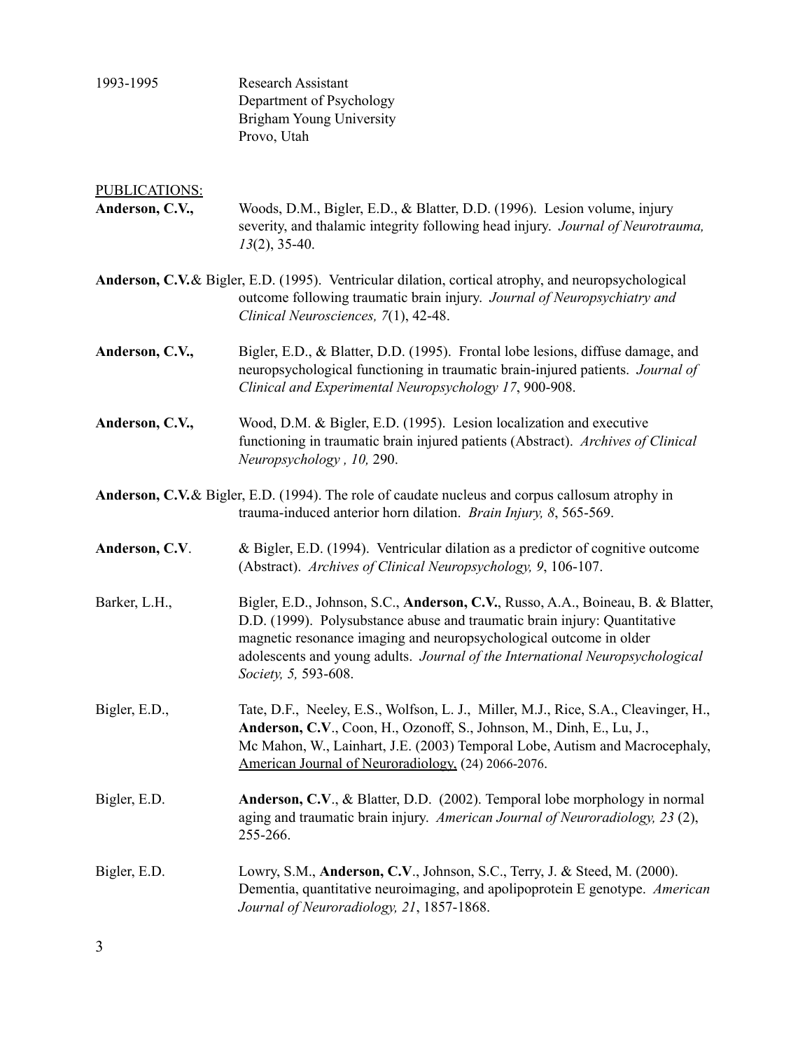1993-1995 Research Assistant
Department of Psychology
Brigham Young University
Provo, Utah

PUBLICATIONS:

**Anderson, C.V.,** Woods, D.M., Bigler, E.D., & Blatter, D.D. (1996). Lesion volume, injury severity, and thalamic integrity following head injury. *Journal of Neurotrauma, 13*(2), 35-40.

**Anderson, C.V.**& Bigler, E.D. (1995). Ventricular dilation, cortical atrophy, and neuropsychological outcome following traumatic brain injury. *Journal of Neuropsychiatry and Clinical Neurosciences, 7*(1), 42-48.

**Anderson, C.V.,** Bigler, E.D., & Blatter, D.D. (1995). Frontal lobe lesions, diffuse damage, and neuropsychological functioning in traumatic brain-injured patients. *Journal of Clinical and Experimental Neuropsychology 17*, 900-908.

**Anderson, C.V.,** Wood, D.M. & Bigler, E.D. (1995). Lesion localization and executive functioning in traumatic brain injured patients (Abstract). *Archives of Clinical Neuropsychology , 10,* 290.

**Anderson, C.V.**& Bigler, E.D. (1994). The role of caudate nucleus and corpus callosum atrophy in trauma-induced anterior horn dilation. *Brain Injury, 8*, 565-569.

**Anderson, C.V**. & Bigler, E.D. (1994). Ventricular dilation as a predictor of cognitive outcome (Abstract). *Archives of Clinical Neuropsychology, 9*, 106-107.

Barker, L.H., Bigler, E.D., Johnson, S.C., **Anderson, C.V.**, Russo, A.A., Boineau, B. & Blatter, D.D. (1999). Polysubstance abuse and traumatic brain injury: Quantitative magnetic resonance imaging and neuropsychological outcome in older adolescents and young adults. *Journal of the International Neuropsychological Society, 5,* 593-608.

Bigler, E.D., Tate, D.F., Neeley, E.S., Wolfson, L. J., Miller, M.J., Rice, S.A., Cleavinger, H., **Anderson, C.V**., Coon, H., Ozonoff, S., Johnson, M., Dinh, E., Lu, J., Mc Mahon, W., Lainhart, J.E. (2003) Temporal Lobe, Autism and Macrocephaly, American Journal of Neuroradiology, (24) 2066-2076.

Bigler, E.D. **Anderson, C.V**., & Blatter, D.D. (2002). Temporal lobe morphology in normal aging and traumatic brain injury. *American Journal of Neuroradiology, 23* (2), 255-266.

Bigler, E.D. Lowry, S.M., **Anderson, C.V**., Johnson, S.C., Terry, J. & Steed, M. (2000). Dementia, quantitative neuroimaging, and apolipoprotein E genotype. *American Journal of Neuroradiology, 21*, 1857-1868.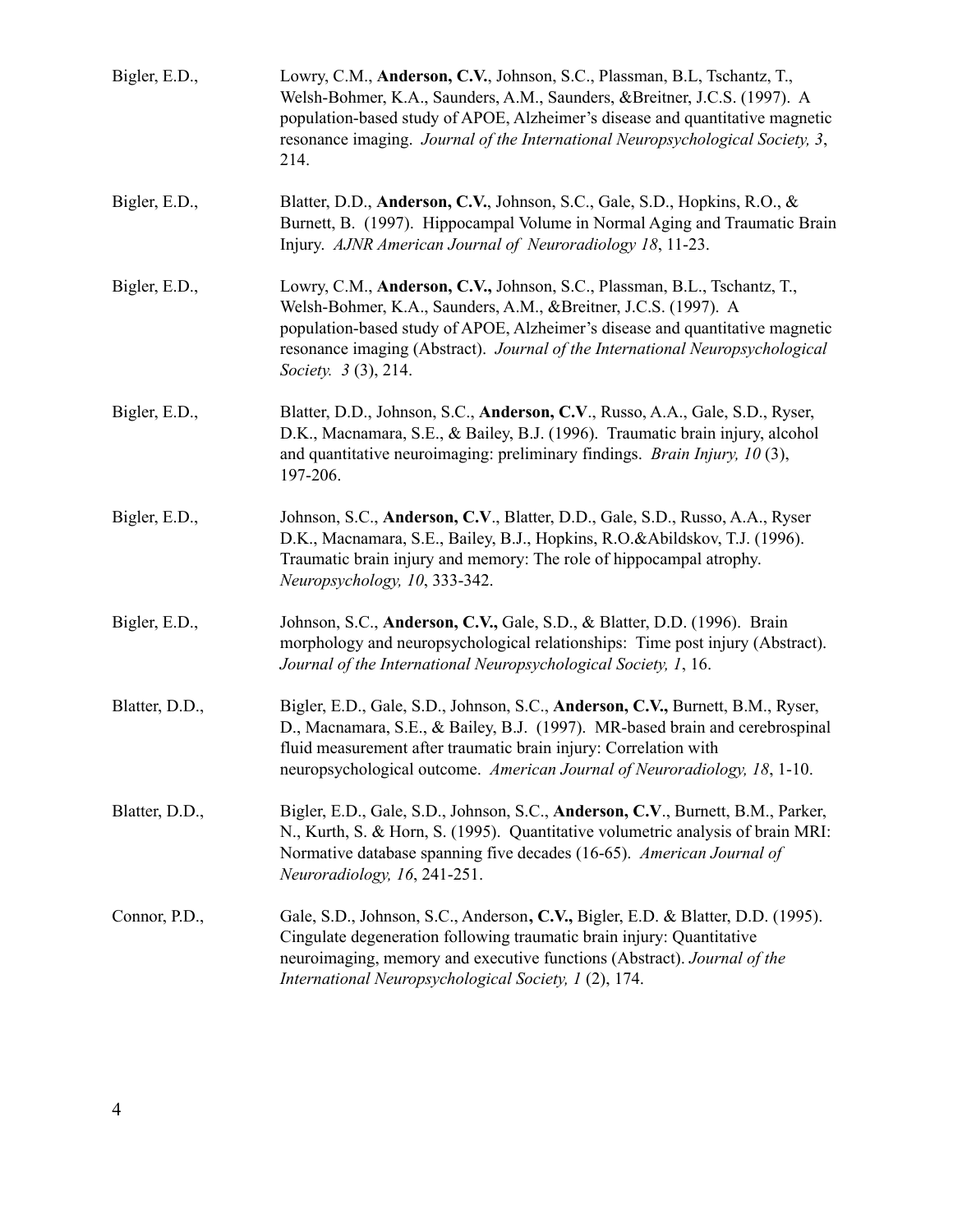Bigler, E.D., Lowry, C.M., **Anderson, C.V.**, Johnson, S.C., Plassman, B.L, Tschantz, T., Welsh-Bohmer, K.A., Saunders, A.M., Saunders, &Breitner, J.C.S. (1997). A population-based study of APOE, Alzheimer's disease and quantitative magnetic resonance imaging. *Journal of the International Neuropsychological Society, 3*, 214.

Bigler, E.D., Blatter, D.D., **Anderson, C.V.**, Johnson, S.C., Gale, S.D., Hopkins, R.O., & Burnett, B. (1997). Hippocampal Volume in Normal Aging and Traumatic Brain Injury. *AJNR American Journal of Neuroradiology 18*, 11-23.

Bigler, E.D., Lowry, C.M., **Anderson, C.V.,** Johnson, S.C., Plassman, B.L., Tschantz, T., Welsh-Bohmer, K.A., Saunders, A.M., &Breitner, J.C.S. (1997). A population-based study of APOE, Alzheimer's disease and quantitative magnetic resonance imaging (Abstract). *Journal of the International Neuropsychological Society. 3* (3), 214.

Bigler, E.D., Blatter, D.D., Johnson, S.C., **Anderson, C.V**., Russo, A.A., Gale, S.D., Ryser, D.K., Macnamara, S.E., & Bailey, B.J. (1996). Traumatic brain injury, alcohol and quantitative neuroimaging: preliminary findings. *Brain Injury, 10* (3), 197-206.

Bigler, E.D., Johnson, S.C., **Anderson, C.V**., Blatter, D.D., Gale, S.D., Russo, A.A., Ryser D.K., Macnamara, S.E., Bailey, B.J., Hopkins, R.O.&Abildskov, T.J. (1996). Traumatic brain injury and memory: The role of hippocampal atrophy. *Neuropsychology, 10*, 333-342.

Bigler, E.D., Johnson, S.C., **Anderson, C.V.,** Gale, S.D., & Blatter, D.D. (1996). Brain morphology and neuropsychological relationships: Time post injury (Abstract). *Journal of the International Neuropsychological Society, 1*, 16.

Blatter, D.D., Bigler, E.D., Gale, S.D., Johnson, S.C., **Anderson, C.V.,** Burnett, B.M., Ryser, D., Macnamara, S.E., & Bailey, B.J. (1997). MR-based brain and cerebrospinal fluid measurement after traumatic brain injury: Correlation with neuropsychological outcome. *American Journal of Neuroradiology, 18*, 1-10.

Blatter, D.D., Bigler, E.D., Gale, S.D., Johnson, S.C., **Anderson, C.V**., Burnett, B.M., Parker, N., Kurth, S. & Horn, S. (1995). Quantitative volumetric analysis of brain MRI: Normative database spanning five decades (16-65). *American Journal of Neuroradiology, 16*, 241-251.

Connor, P.D., Gale, S.D., Johnson, S.C., Anderson**, C.V.,** Bigler, E.D. & Blatter, D.D. (1995). Cingulate degeneration following traumatic brain injury: Quantitative neuroimaging, memory and executive functions (Abstract). *Journal of the International Neuropsychological Society, 1* (2), 174.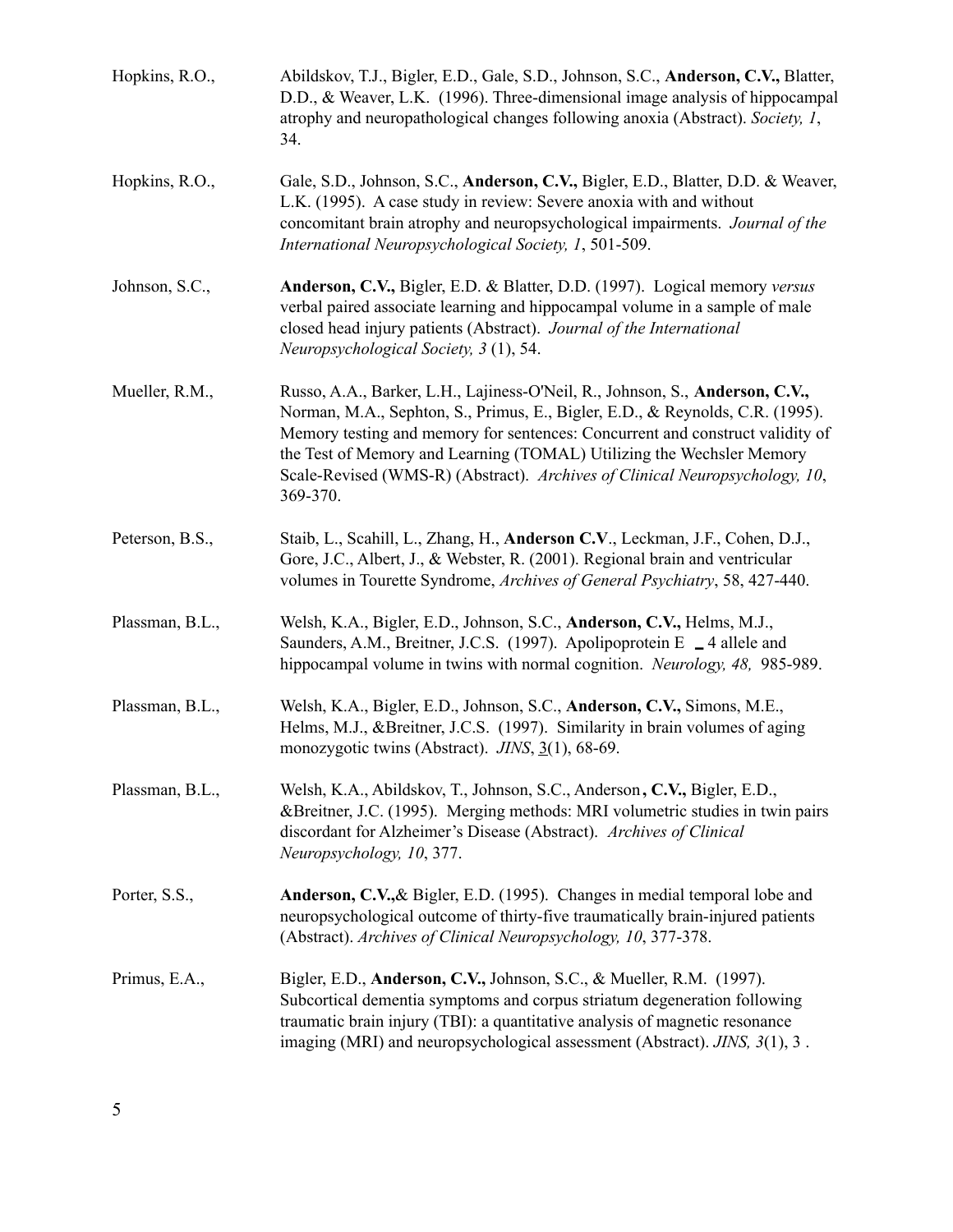Hopkins, R.O., Abildskov, T.J., Bigler, E.D., Gale, S.D., Johnson, S.C., **Anderson, C.V.,** Blatter, D.D., & Weaver, L.K. (1996). Three-dimensional image analysis of hippocampal atrophy and neuropathological changes following anoxia (Abstract). *Society, 1*, 34.

Hopkins, R.O., Gale, S.D., Johnson, S.C., **Anderson, C.V.,** Bigler, E.D., Blatter, D.D. & Weaver, L.K. (1995). A case study in review: Severe anoxia with and without concomitant brain atrophy and neuropsychological impairments. *Journal of the International Neuropsychological Society, 1*, 501-509.

Johnson, S.C., **Anderson, C.V.,** Bigler, E.D. & Blatter, D.D. (1997). Logical memory *versus* verbal paired associate learning and hippocampal volume in a sample of male closed head injury patients (Abstract). *Journal of the International Neuropsychological Society, 3* (1), 54.

Mueller, R.M., Russo, A.A., Barker, L.H., Lajiness-O'Neil, R., Johnson, S., **Anderson, C.V.,** Norman, M.A., Sephton, S., Primus, E., Bigler, E.D., & Reynolds, C.R. (1995). Memory testing and memory for sentences: Concurrent and construct validity of the Test of Memory and Learning (TOMAL) Utilizing the Wechsler Memory Scale-Revised (WMS-R) (Abstract). *Archives of Clinical Neuropsychology, 10*, 369-370.

Peterson, B.S., Staib, L., Scahill, L., Zhang, H., **Anderson C.V**., Leckman, J.F., Cohen, D.J., Gore, J.C., Albert, J., & Webster, R. (2001). Regional brain and ventricular volumes in Tourette Syndrome, *Archives of General Psychiatry*, 58, 427-440.

Plassman, B.L., Welsh, K.A., Bigler, E.D., Johnson, S.C., **Anderson, C.V.,** Helms, M.J., Saunders, A.M., Breitner, J.C.S. (1997). Apolipoprotein E _ 4 allele and hippocampal volume in twins with normal cognition. *Neurology, 48,* 985-989.

Plassman, B.L., Welsh, K.A., Bigler, E.D., Johnson, S.C., **Anderson, C.V.,** Simons, M.E., Helms, M.J., &Breitner, J.C.S. (1997). Similarity in brain volumes of aging monozygotic twins (Abstract). *JINS*, 3(1), 68-69.

Plassman, B.L., Welsh, K.A., Abildskov, T., Johnson, S.C., Anderson**, C.V.,** Bigler, E.D., &Breitner, J.C. (1995). Merging methods: MRI volumetric studies in twin pairs discordant for Alzheimer's Disease (Abstract). *Archives of Clinical Neuropsychology, 10*, 377.

Porter, S.S., **Anderson, C.V.,**& Bigler, E.D. (1995). Changes in medial temporal lobe and neuropsychological outcome of thirty-five traumatically brain-injured patients (Abstract). *Archives of Clinical Neuropsychology, 10*, 377-378.

Primus, E.A., Bigler, E.D., **Anderson, C.V.,** Johnson, S.C., & Mueller, R.M. (1997). Subcortical dementia symptoms and corpus striatum degeneration following traumatic brain injury (TBI): a quantitative analysis of magnetic resonance imaging (MRI) and neuropsychological assessment (Abstract). *JINS, 3*(1), 3 .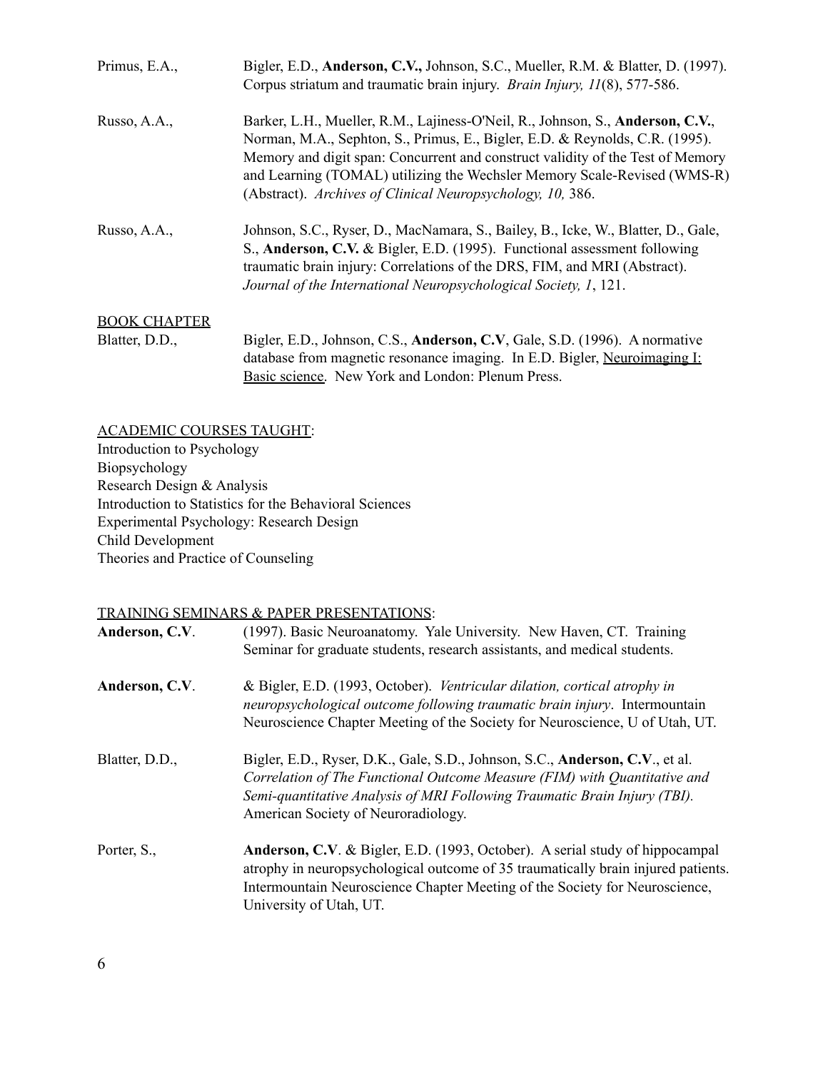Primus, E.A., Bigler, E.D., **Anderson, C.V.,** Johnson, S.C., Mueller, R.M. & Blatter, D. (1997). Corpus striatum and traumatic brain injury. *Brain Injury, 11*(8), 577-586.

Russo, A.A., Barker, L.H., Mueller, R.M., Lajiness-O'Neil, R., Johnson, S., **Anderson, C.V.**, Norman, M.A., Sephton, S., Primus, E., Bigler, E.D. & Reynolds, C.R. (1995). Memory and digit span: Concurrent and construct validity of the Test of Memory and Learning (TOMAL) utilizing the Wechsler Memory Scale-Revised (WMS-R) (Abstract). *Archives of Clinical Neuropsychology, 10,* 386.

Russo, A.A., Johnson, S.C., Ryser, D., MacNamara, S., Bailey, B., Icke, W., Blatter, D., Gale, S., **Anderson, C.V.** & Bigler, E.D. (1995). Functional assessment following traumatic brain injury: Correlations of the DRS, FIM, and MRI (Abstract). *Journal of the International Neuropsychological Society, 1*, 121.

## BOOK CHAPTER

Blatter, D.D., Bigler, E.D., Johnson, C.S., **Anderson, C.V**, Gale, S.D. (1996). A normative database from magnetic resonance imaging. In E.D. Bigler, Neuroimaging I: Basic science. New York and London: Plenum Press.

## ACADEMIC COURSES TAUGHT:

Introduction to Psychology
Biopsychology
Research Design & Analysis
Introduction to Statistics for the Behavioral Sciences
Experimental Psychology: Research Design
Child Development
Theories and Practice of Counseling

## TRAINING SEMINARS & PAPER PRESENTATIONS:

**Anderson, C.V**. (1997). Basic Neuroanatomy. Yale University. New Haven, CT. Training Seminar for graduate students, research assistants, and medical students.

**Anderson, C.V**. & Bigler, E.D. (1993, October). *Ventricular dilation, cortical atrophy in neuropsychological outcome following traumatic brain injury*. Intermountain Neuroscience Chapter Meeting of the Society for Neuroscience, U of Utah, UT.

Blatter, D.D., Bigler, E.D., Ryser, D.K., Gale, S.D., Johnson, S.C., **Anderson, C.V**., et al. *Correlation of The Functional Outcome Measure (FIM) with Quantitative and Semi-quantitative Analysis of MRI Following Traumatic Brain Injury (TBI).* American Society of Neuroradiology.

Porter, S., **Anderson, C.V**. & Bigler, E.D. (1993, October). A serial study of hippocampal atrophy in neuropsychological outcome of 35 traumatically brain injured patients. Intermountain Neuroscience Chapter Meeting of the Society for Neuroscience, University of Utah, UT.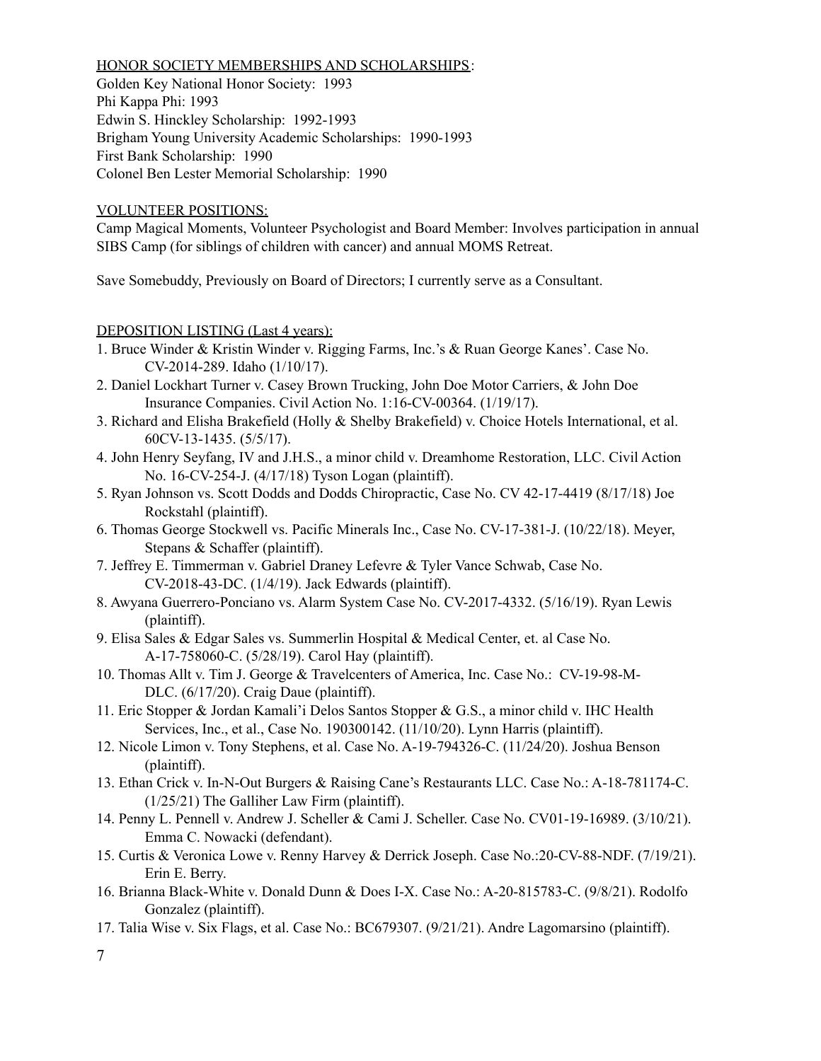HONOR SOCIETY MEMBERSHIPS AND SCHOLARSHIPS:

Golden Key National Honor Society: 1993
Phi Kappa Phi: 1993
Edwin S. Hinckley Scholarship: 1992-1993
Brigham Young University Academic Scholarships: 1990-1993
First Bank Scholarship: 1990
Colonel Ben Lester Memorial Scholarship: 1990

VOLUNTEER POSITIONS:

Camp Magical Moments, Volunteer Psychologist and Board Member: Involves participation in annual SIBS Camp (for siblings of children with cancer) and annual MOMS Retreat.

Save Somebuddy, Previously on Board of Directors; I currently serve as a Consultant.

DEPOSITION LISTING (Last 4 years):

1. Bruce Winder & Kristin Winder v. Rigging Farms, Inc.'s & Ruan George Kanes'. Case No. CV-2014-289. Idaho (1/10/17).
2. Daniel Lockhart Turner v. Casey Brown Trucking, John Doe Motor Carriers, & John Doe Insurance Companies. Civil Action No. 1:16-CV-00364. (1/19/17).
3. Richard and Elisha Brakefield (Holly & Shelby Brakefield) v. Choice Hotels International, et al. 60CV-13-1435. (5/5/17).
4. John Henry Seyfang, IV and J.H.S., a minor child v. Dreamhome Restoration, LLC. Civil Action No. 16-CV-254-J. (4/17/18) Tyson Logan (plaintiff).
5. Ryan Johnson vs. Scott Dodds and Dodds Chiropractic, Case No. CV 42-17-4419 (8/17/18) Joe Rockstahl (plaintiff).
6. Thomas George Stockwell vs. Pacific Minerals Inc., Case No. CV-17-381-J. (10/22/18). Meyer, Stepans & Schaffer (plaintiff).
7. Jeffrey E. Timmerman v. Gabriel Draney Lefevre & Tyler Vance Schwab, Case No. CV-2018-43-DC. (1/4/19). Jack Edwards (plaintiff).
8. Awyana Guerrero-Ponciano vs. Alarm System Case No. CV-2017-4332. (5/16/19). Ryan Lewis (plaintiff).
9. Elisa Sales & Edgar Sales vs. Summerlin Hospital & Medical Center, et. al Case No. A-17-758060-C. (5/28/19). Carol Hay (plaintiff).
10. Thomas Allt v. Tim J. George & Travelcenters of America, Inc. Case No.: CV-19-98-M-DLC. (6/17/20). Craig Daue (plaintiff).
11. Eric Stopper & Jordan Kamali'i Delos Santos Stopper & G.S., a minor child v. IHC Health Services, Inc., et al., Case No. 190300142. (11/10/20). Lynn Harris (plaintiff).
12. Nicole Limon v. Tony Stephens, et al. Case No. A-19-794326-C. (11/24/20). Joshua Benson (plaintiff).
13. Ethan Crick v. In-N-Out Burgers & Raising Cane's Restaurants LLC. Case No.: A-18-781174-C. (1/25/21) The Galliher Law Firm (plaintiff).
14. Penny L. Pennell v. Andrew J. Scheller & Cami J. Scheller. Case No. CV01-19-16989. (3/10/21). Emma C. Nowacki (defendant).
15. Curtis & Veronica Lowe v. Renny Harvey & Derrick Joseph. Case No.:20-CV-88-NDF. (7/19/21). Erin E. Berry.
16. Brianna Black-White v. Donald Dunn & Does I-X. Case No.: A-20-815783-C. (9/8/21). Rodolfo Gonzalez (plaintiff).
17. Talia Wise v. Six Flags, et al. Case No.: BC679307. (9/21/21). Andre Lagomarsino (plaintiff).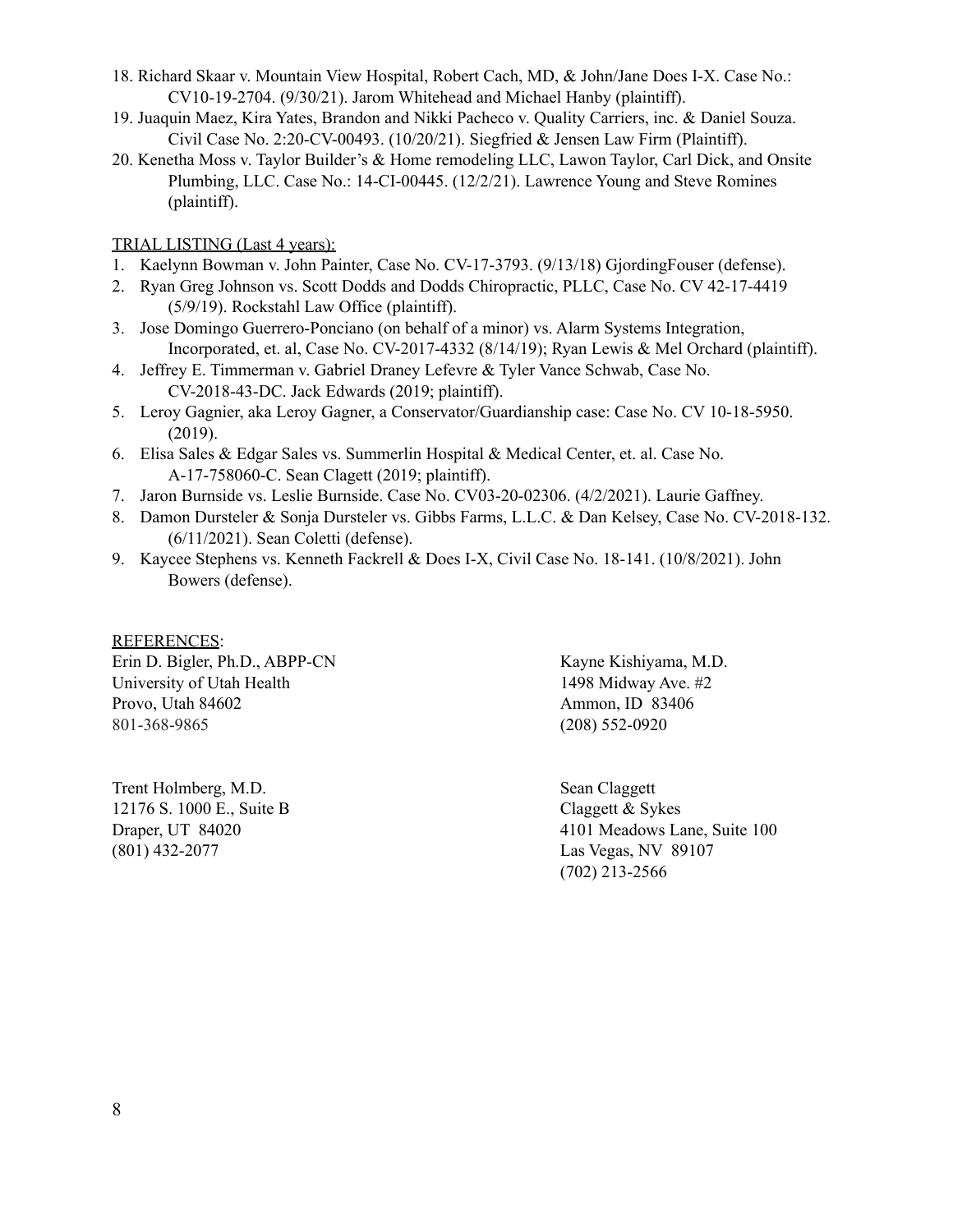18. Richard Skaar v. Mountain View Hospital, Robert Cach, MD, & John/Jane Does I-X. Case No.: CV10-19-2704. (9/30/21). Jarom Whitehead and Michael Hanby (plaintiff).
19. Juaquin Maez, Kira Yates, Brandon and Nikki Pacheco v. Quality Carriers, inc. & Daniel Souza. Civil Case No. 2:20-CV-00493. (10/20/21). Siegfried & Jensen Law Firm (Plaintiff).
20. Kenetha Moss v. Taylor Builder's & Home remodeling LLC, Lawon Taylor, Carl Dick, and Onsite Plumbing, LLC. Case No.: 14-CI-00445. (12/2/21). Lawrence Young and Steve Romines (plaintiff).

TRIAL LISTING (Last 4 years):

1. Kaelynn Bowman v. John Painter, Case No. CV-17-3793. (9/13/18) GjordingFouser (defense).
2. Ryan Greg Johnson vs. Scott Dodds and Dodds Chiropractic, PLLC, Case No. CV 42-17-4419 (5/9/19). Rockstahl Law Office (plaintiff).
3. Jose Domingo Guerrero-Ponciano (on behalf of a minor) vs. Alarm Systems Integration, Incorporated, et. al, Case No. CV-2017-4332 (8/14/19); Ryan Lewis & Mel Orchard (plaintiff).
4. Jeffrey E. Timmerman v. Gabriel Draney Lefevre & Tyler Vance Schwab, Case No. CV-2018-43-DC. Jack Edwards (2019; plaintiff).
5. Leroy Gagnier, aka Leroy Gagner, a Conservator/Guardianship case: Case No. CV 10-18-5950. (2019).
6. Elisa Sales & Edgar Sales vs. Summerlin Hospital & Medical Center, et. al. Case No. A-17-758060-C. Sean Clagett (2019; plaintiff).
7. Jaron Burnside vs. Leslie Burnside. Case No. CV03-20-02306. (4/2/2021). Laurie Gaffney.
8. Damon Dursteler & Sonja Dursteler vs. Gibbs Farms, L.L.C. & Dan Kelsey, Case No. CV-2018-132. (6/11/2021). Sean Coletti (defense).
9. Kaycee Stephens vs. Kenneth Fackrell & Does I-X, Civil Case No. 18-141. (10/8/2021). John Bowers (defense).

REFERENCES:

Erin D. Bigler, Ph.D., ABPP-CN
University of Utah Health
Provo, Utah 84602
801-368-9865

Kayne Kishiyama, M.D.
1498 Midway Ave. #2
Ammon, ID 83406
(208) 552-0920

Trent Holmberg, M.D.
12176 S. 1000 E., Suite B
Draper, UT 84020
(801) 432-2077

Sean Claggett
Claggett & Sykes
4101 Meadows Lane, Suite 100
Las Vegas, NV 89107
(702) 213-2566